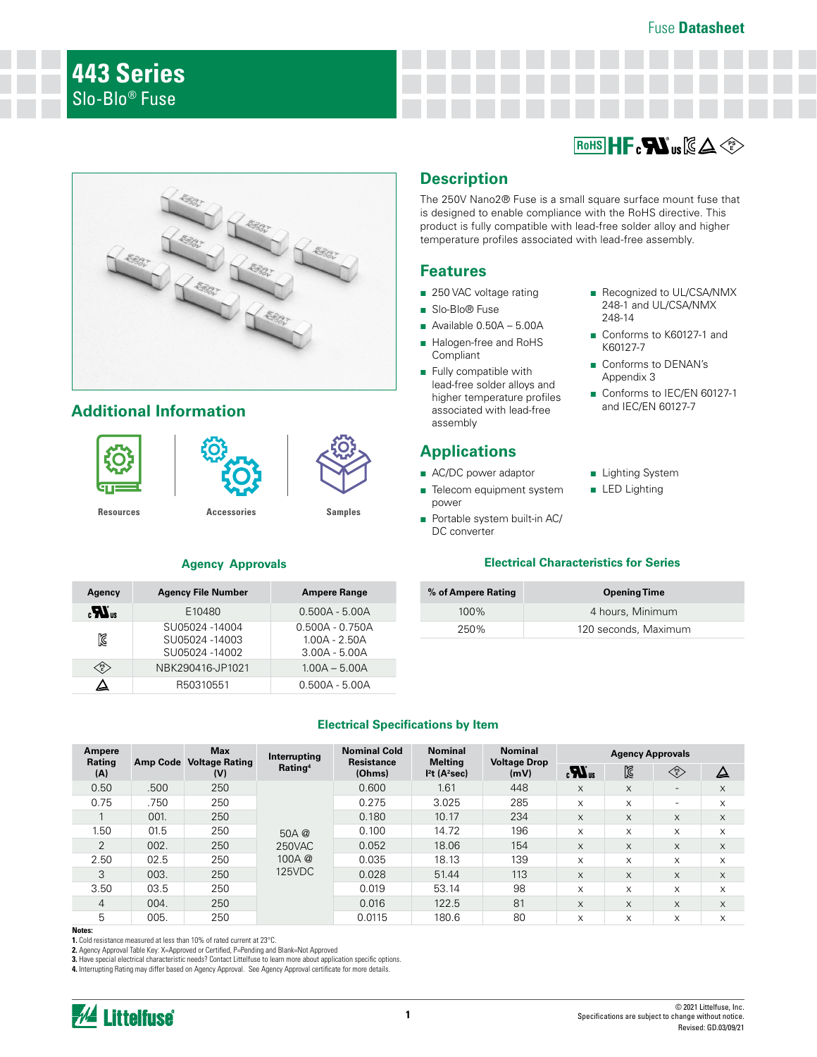# 443 Series

Slo-Blo® Fuse

## Description

The 250V Nano2® Fuse is a small square surface mount fuse that is designed to enable compliance with the RoHS directive. This product is fully compatible with lead-free solder alloy and higher temperature profiles associated with lead-free assembly.

## Features

- 250 VAC voltage rating
- Slo-Blo® Fuse
- Available 0.50A – 5.00A
- Halogen-free and RoHS Compliant
- Fully compatible with lead-free solder alloys and higher temperature profiles associated with lead-free assembly
- Recognized to UL/CSA/NMX 248-1 and UL/CSA/NMX 248-14
- Conforms to K60127-1 and K60127-7
- Conforms to DENAN's Appendix 3
- Conforms to IEC/EN 60127-1 and IEC/EN 60127-7

## Applications

- AC/DC power adaptor
- Telecom equipment system power
- Portable system built-in AC/DC converter
- Lighting System
- LED Lighting

## Additional Information

Resources | Accessories | Samples

### Agency Approvals

| Agency | Agency File Number | Ampere Range |
|---|---|---|
| cULus | E10480 | 0.500A - 5.00A |
| KC | SU05024 -14004<br>SU05024 -14003<br>SU05024 -14002 | 0.500A - 0.750A<br>1.00A - 2.50A<br>3.00A - 5.00A |
| PSE | NBK290416-JP1021 | 1.00A – 5.00A |
| CCC | R50310551 | 0.500A - 5.00A |

### Electrical Characteristics for Series

| % of Ampere Rating | Opening Time |
|---|---|
| 100% | 4 hours, Minimum |
| 250% | 120 seconds, Maximum |

### Electrical Specifications by Item

| Ampere Rating (A) | Amp Code | Max Voltage Rating (V) | Interrupting Rating[4] | Nominal Cold Resistance (Ohms) | Nominal Melting I²t (A²sec) | Nominal Voltage Drop (mV) | Agency Approvals | | | |
|---|---|---|---|---|---|---|---|---|---|---|
| | | | | | | | cULus | KC | PSE | CCC |
| 0.50 | .500 | 250 | 50A @ 250VAC<br>100A @ 125VDC | 0.600 | 1.61 | 448 | x | x | - | x |
| 0.75 | .750 | 250 | | 0.275 | 3.025 | 285 | x | x | - | x |
| 1 | 001. | 250 | | 0.180 | 10.17 | 234 | x | x | x | x |
| 1.50 | 01.5 | 250 | | 0.100 | 14.72 | 196 | x | x | x | x |
| 2 | 002. | 250 | | 0.052 | 18.06 | 154 | x | x | x | x |
| 2.50 | 02.5 | 250 | | 0.035 | 18.13 | 139 | x | x | x | x |
| 3 | 003. | 250 | | 0.028 | 51.44 | 113 | x | x | x | x |
| 3.50 | 03.5 | 250 | | 0.019 | 53.14 | 98 | x | x | x | x |
| 4 | 004. | 250 | | 0.016 | 122.5 | 81 | x | x | x | x |
| 5 | 005. | 250 | | 0.0115 | 180.6 | 80 | x | x | x | x |

**Notes:**

**1.** Cold resistance measured at less than 10% of rated current at 23°C.

**2.** Agency Approval Table Key: X=Approved or Certified, P=Pending and Blank=Not Approved

**3.** Have special electrical characteristic needs? Contact Littelfuse to learn more about application specific options.

**4.** Interrupting Rating may differ based on Agency Approval. See Agency Approval certificate for more details.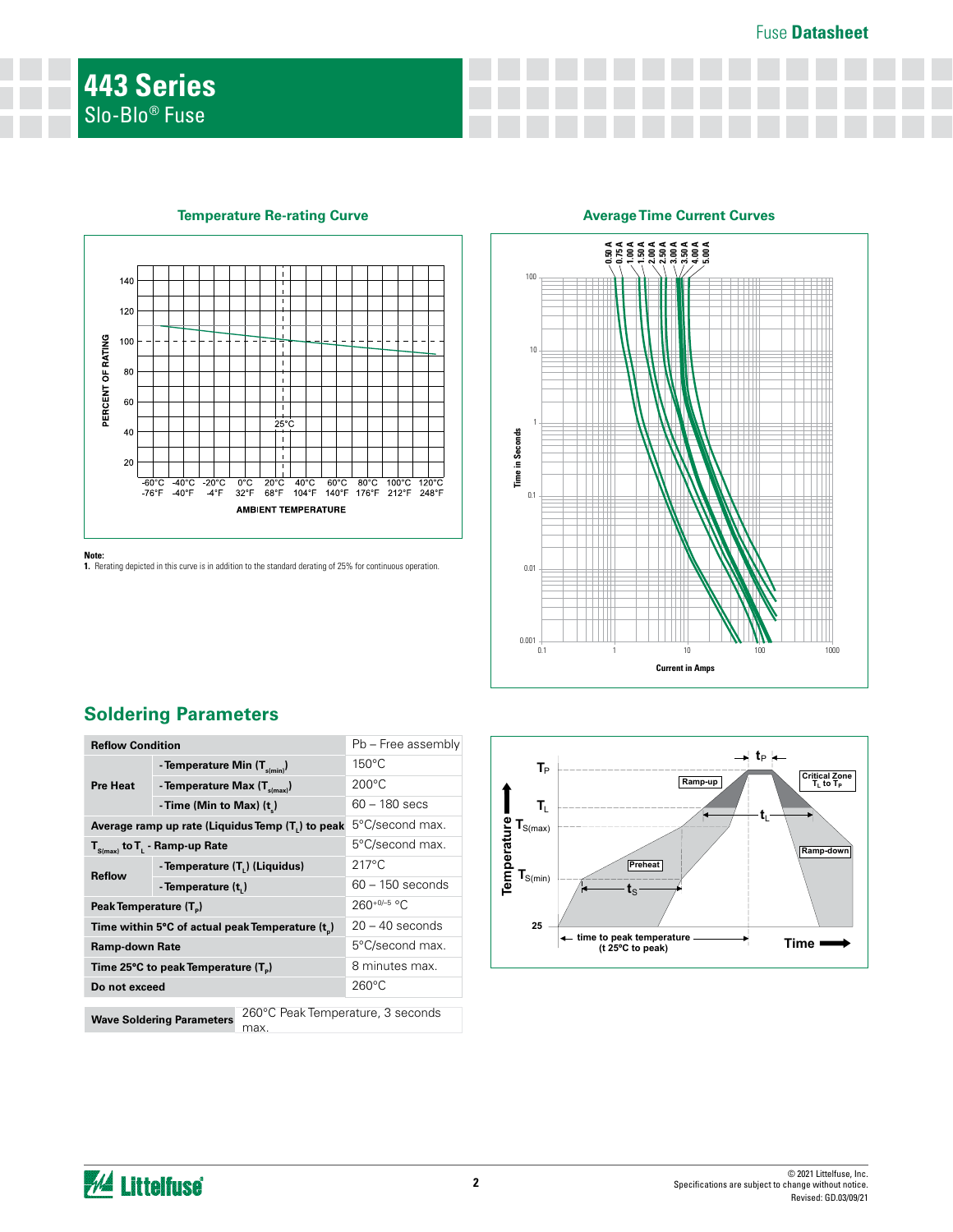# 443 Series

Slo-Blo® Fuse

### Temperature Re-rating Curve

**Note:**
**1.** Rerating depicted in this curve is in addition to the standard derating of 25% for continuous operation.

### Average Time Current Curves

## Soldering Parameters

| Reflow Condition | | Pb – Free assembly |
|---|---|---|
| Pre Heat | - Temperature Min ($T_{s(min)}$) | 150°C |
| | - Temperature Max ($T_{s(max)}$) | 200°C |
| | - Time (Min to Max) ($t_s$) | 60 – 180 secs |
| Average ramp up rate (Liquidus Temp ($T_L$) to peak | | 5°C/second max. |
| $T_{S(max)}$ to $T_L$ - Ramp-up Rate | | 5°C/second max. |
| Reflow | - Temperature ($T_L$) (Liquidus) | 217°C |
| | - Temperature ($t_L$) | 60 – 150 seconds |
| Peak Temperature ($T_P$) | | $260^{+0/-5}$ °C |
| Time within 5°C of actual peak Temperature ($t_p$) | | 20 – 40 seconds |
| Ramp-down Rate | | 5°C/second max. |
| Time 25°C to peak Temperature ($T_P$) | | 8 minutes max. |
| Do not exceed | | 260°C |

| Wave Soldering Parameters | 260°C Peak Temperature, 3 seconds max. |
|---|---|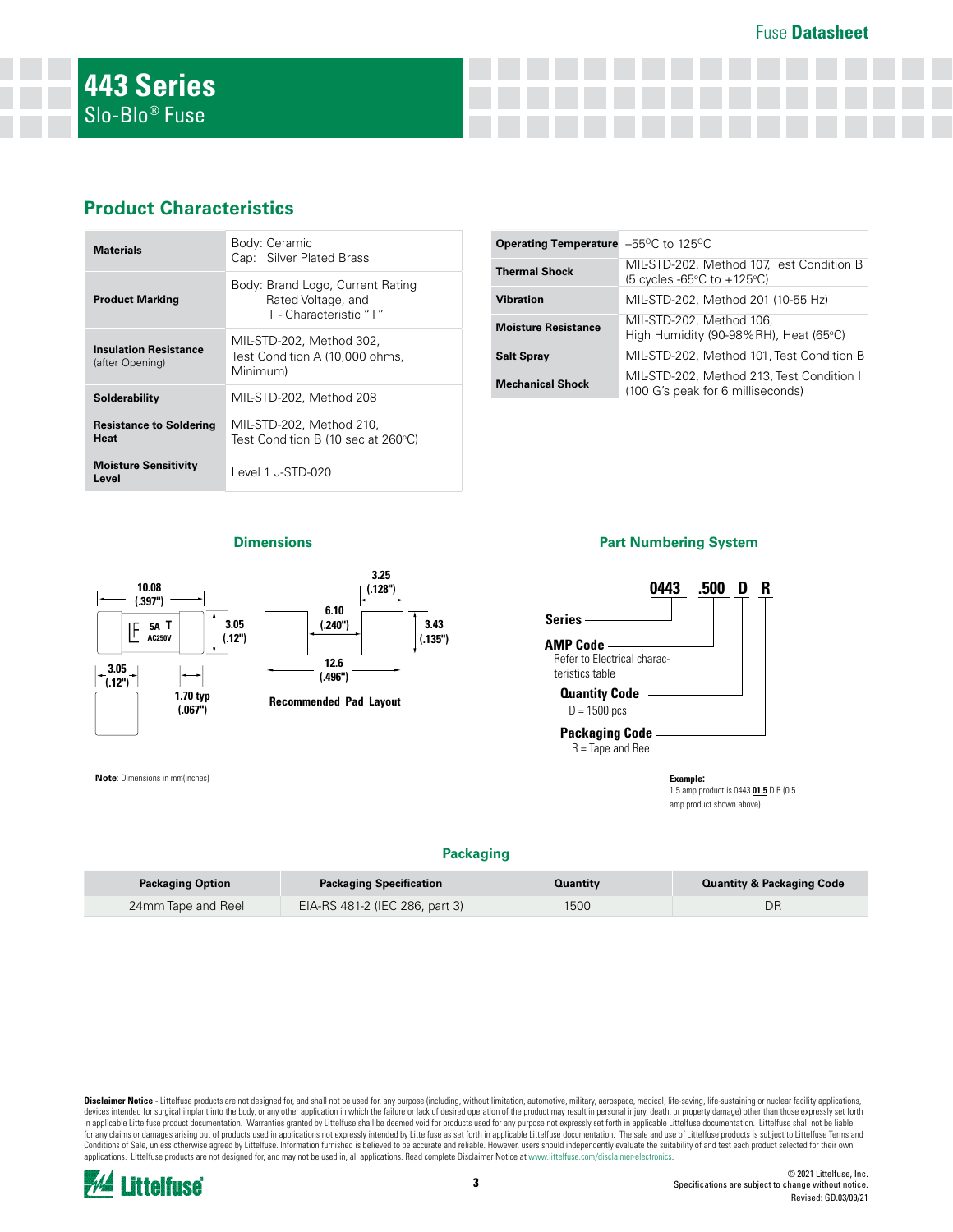# 443 Series

Slo-Blo® Fuse

## Product Characteristics

| | |
|---|---|
| **Materials** | Body: Ceramic<br>Cap: Silver Plated Brass |
| **Product Marking** | Body: Brand Logo, Current Rating Rated Voltage, and T - Characteristic "T" |
| **Insulation Resistance** (after Opening) | MIL-STD-202, Method 302, Test Condition A (10,000 ohms, Minimum) |
| **Solderability** | MIL-STD-202, Method 208 |
| **Resistance to Soldering Heat** | MIL-STD-202, Method 210, Test Condition B (10 sec at 260°C) |
| **Moisture Sensitivity Level** | Level 1 J-STD-020 |

| | |
|---|---|
| **Operating Temperature** | –55°C to 125°C |
| **Thermal Shock** | MIL-STD-202, Method 107, Test Condition B (5 cycles -65°C to +125°C) |
| **Vibration** | MIL-STD-202, Method 201 (10-55 Hz) |
| **Moisture Resistance** | MIL-STD-202, Method 106, High Humidity (90-98%RH), Heat (65°C) |
| **Salt Spray** | MIL-STD-202, Method 101, Test Condition B |
| **Mechanical Shock** | MIL-STD-202, Method 213, Test Condition I (100 G's peak for 6 milliseconds) |

### Dimensions

10.08 (.397")
3.05 (.12")
3.05 (.12")
1.70 typ (.067")
5A T AC250V

3.25 (.128")
6.10 (.240")
3.43 (.135")
12.6 (.496")

Recommended Pad Layout

**Note**: Dimensions in mm(inches)

### Part Numbering System

0443 .500 D R

**Series**

**AMP Code**
Refer to Electrical characteristics table

**Quantity Code**
D = 1500 pcs

**Packaging Code**
R = Tape and Reel

**Example:**
1.5 amp product is 0443 **01.5** D R (0.5 amp product shown above).

### Packaging

| Packaging Option | Packaging Specification | Quantity | Quantity & Packaging Code |
|---|---|---|---|
| 24mm Tape and Reel | EIA-RS 481-2 (IEC 286, part 3) | 1500 | DR |

**Disclaimer Notice** - Littelfuse products are not designed for, and shall not be used for, any purpose (including, without limitation, automotive, military, aerospace, medical, life-saving, life-sustaining or nuclear facility applications, devices intended for surgical implant into the body, or any other application in which the failure or lack of desired operation of the product may result in personal injury, death, or property damage) other than those expressly set forth in applicable Littelfuse product documentation. Warranties granted by Littelfuse shall be deemed void for products used for any purpose not expressly set forth in applicable Littelfuse documentation. Littelfuse shall not be liable for any claims or damages arising out of products used in applications not expressly intended by Littelfuse as set forth in applicable Littelfuse documentation. The sale and use of Littelfuse products is subject to Littelfuse Terms and Conditions of Sale, unless otherwise agreed by Littelfuse. Information furnished is believed to be accurate and reliable. However, users should independently evaluate the suitability of and test each product selected for their own applications. Littelfuse products are not designed for, and may not be used in, all applications. Read complete Disclaimer Notice at www.littelfuse.com/disclaimer-electronics.

© 2021 Littelfuse, Inc.
Specifications are subject to change without notice.
Revised: GD.03/09/21